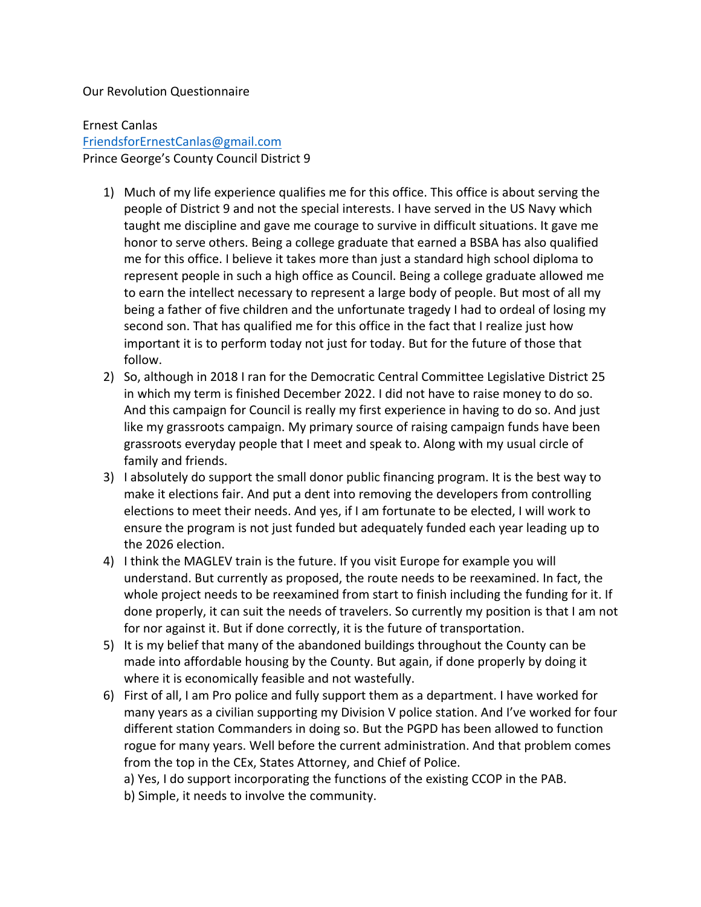Our Revolution Questionnaire

Ernest Canlas
FriendsforErnestCanlas@gmail.com
Prince George's County Council District 9

1) Much of my life experience qualifies me for this office. This office is about serving the people of District 9 and not the special interests. I have served in the US Navy which taught me discipline and gave me courage to survive in difficult situations. It gave me honor to serve others. Being a college graduate that earned a BSBA has also qualified me for this office. I believe it takes more than just a standard high school diploma to represent people in such a high office as Council. Being a college graduate allowed me to earn the intellect necessary to represent a large body of people. But most of all my being a father of five children and the unfortunate tragedy I had to ordeal of losing my second son. That has qualified me for this office in the fact that I realize just how important it is to perform today not just for today. But for the future of those that follow.
2) So, although in 2018 I ran for the Democratic Central Committee Legislative District 25 in which my term is finished December 2022. I did not have to raise money to do so. And this campaign for Council is really my first experience in having to do so. And just like my grassroots campaign. My primary source of raising campaign funds have been grassroots everyday people that I meet and speak to. Along with my usual circle of family and friends.
3) I absolutely do support the small donor public financing program. It is the best way to make it elections fair. And put a dent into removing the developers from controlling elections to meet their needs. And yes, if I am fortunate to be elected, I will work to ensure the program is not just funded but adequately funded each year leading up to the 2026 election.
4) I think the MAGLEV train is the future. If you visit Europe for example you will understand. But currently as proposed, the route needs to be reexamined. In fact, the whole project needs to be reexamined from start to finish including the funding for it. If done properly, it can suit the needs of travelers. So currently my position is that I am not for nor against it. But if done correctly, it is the future of transportation.
5) It is my belief that many of the abandoned buildings throughout the County can be made into affordable housing by the County. But again, if done properly by doing it where it is economically feasible and not wastefully.
6) First of all, I am Pro police and fully support them as a department. I have worked for many years as a civilian supporting my Division V police station. And I've worked for four different station Commanders in doing so. But the PGPD has been allowed to function rogue for many years. Well before the current administration. And that problem comes from the top in the CEx, States Attorney, and Chief of Police.
   a) Yes, I do support incorporating the functions of the existing CCOP in the PAB.
   b) Simple, it needs to involve the community.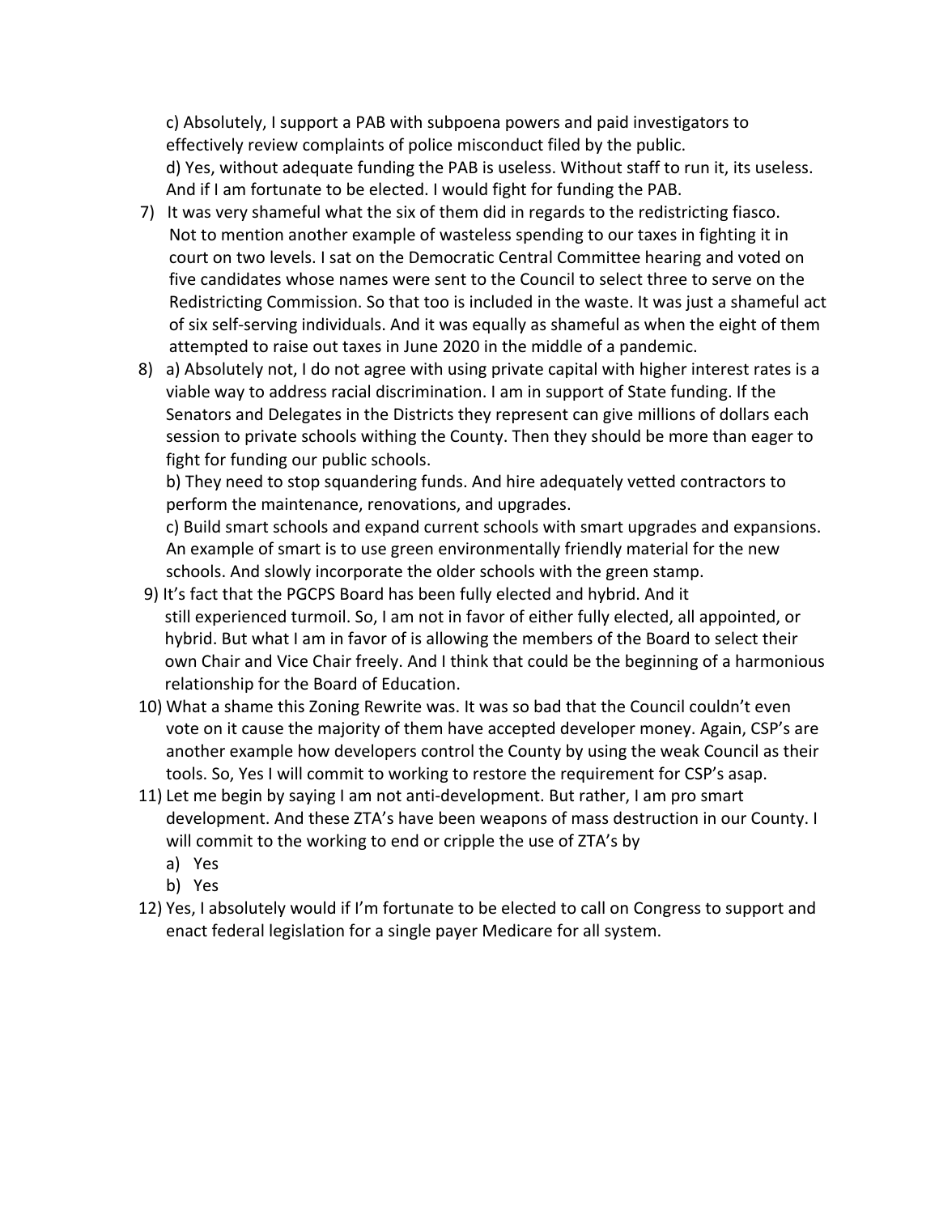c) Absolutely, I support a PAB with subpoena powers and paid investigators to effectively review complaints of police misconduct filed by the public.
d) Yes, without adequate funding the PAB is useless. Without staff to run it, its useless. And if I am fortunate to be elected. I would fight for funding the PAB.

7) It was very shameful what the six of them did in regards to the redistricting fiasco. Not to mention another example of wasteless spending to our taxes in fighting it in court on two levels. I sat on the Democratic Central Committee hearing and voted on five candidates whose names were sent to the Council to select three to serve on the Redistricting Commission. So that too is included in the waste. It was just a shameful act of six self-serving individuals. And it was equally as shameful as when the eight of them attempted to raise out taxes in June 2020 in the middle of a pandemic.
8) a) Absolutely not, I do not agree with using private capital with higher interest rates is a viable way to address racial discrimination. I am in support of State funding. If the Senators and Delegates in the Districts they represent can give millions of dollars each session to private schools withing the County. Then they should be more than eager to fight for funding our public schools.
b) They need to stop squandering funds. And hire adequately vetted contractors to perform the maintenance, renovations, and upgrades.
c) Build smart schools and expand current schools with smart upgrades and expansions. An example of smart is to use green environmentally friendly material for the new schools. And slowly incorporate the older schools with the green stamp.
9) It's fact that the PGCPS Board has been fully elected and hybrid. And it still experienced turmoil. So, I am not in favor of either fully elected, all appointed, or hybrid. But what I am in favor of is allowing the members of the Board to select their own Chair and Vice Chair freely. And I think that could be the beginning of a harmonious relationship for the Board of Education.
10) What a shame this Zoning Rewrite was. It was so bad that the Council couldn't even vote on it cause the majority of them have accepted developer money. Again, CSP's are another example how developers control the County by using the weak Council as their tools. So, Yes I will commit to working to restore the requirement for CSP's asap.
11) Let me begin by saying I am not anti-development. But rather, I am pro smart development. And these ZTA's have been weapons of mass destruction in our County. I will commit to the working to end or cripple the use of ZTA's by
    a) Yes
    b) Yes
12) Yes, I absolutely would if I'm fortunate to be elected to call on Congress to support and enact federal legislation for a single payer Medicare for all system.